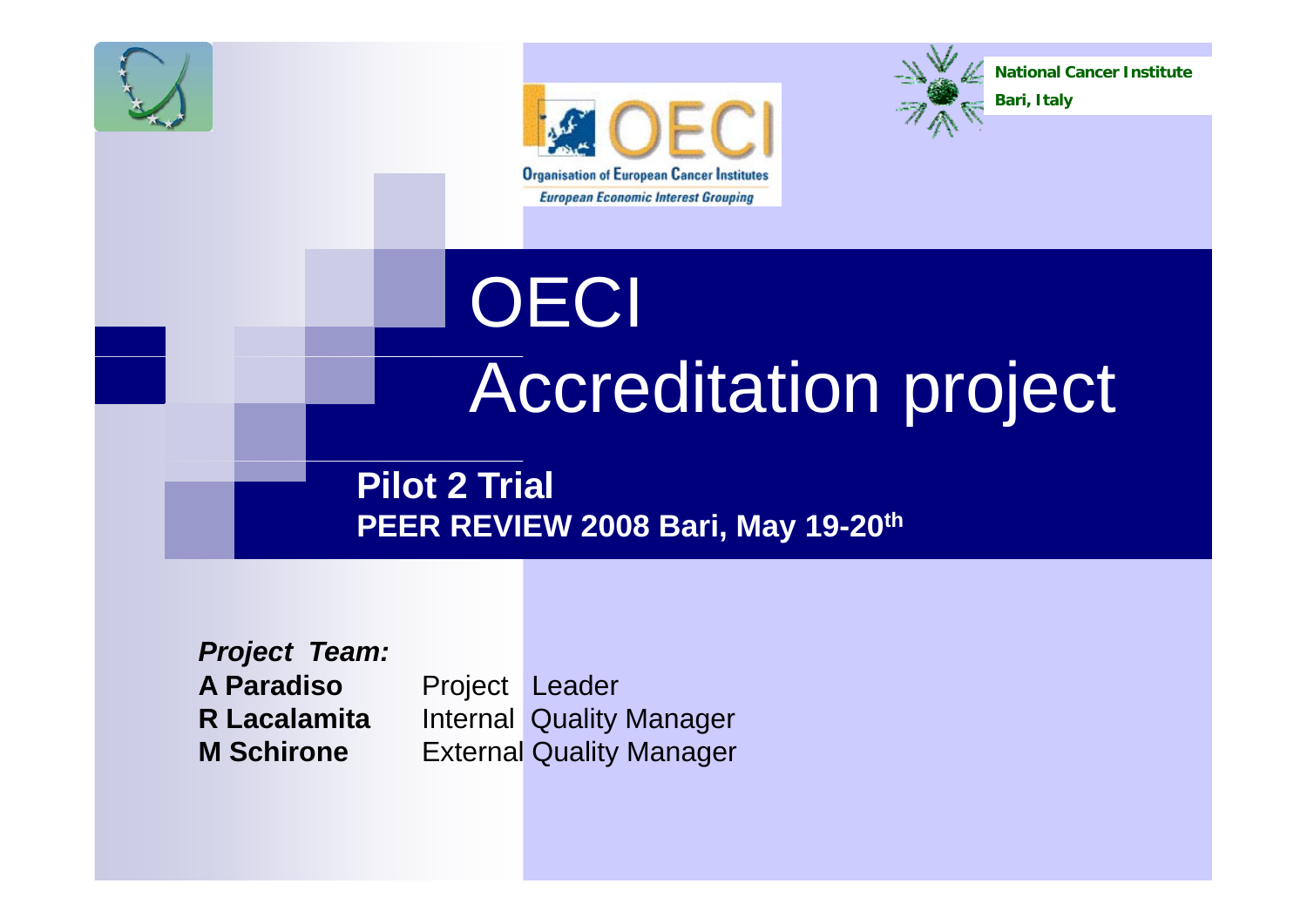National Cancer Institute
Bari, Italy

Organisation of European Cancer Institutes
European Economic Interest Grouping

# OECI Accreditation project

## Pilot 2 Trial

**PEER REVIEW 2008 Bari, May 19-20th**

***Project Team:***

**A Paradiso** Project Leader
**R Lacalamita** Internal Quality Manager
**M Schirone** External Quality Manager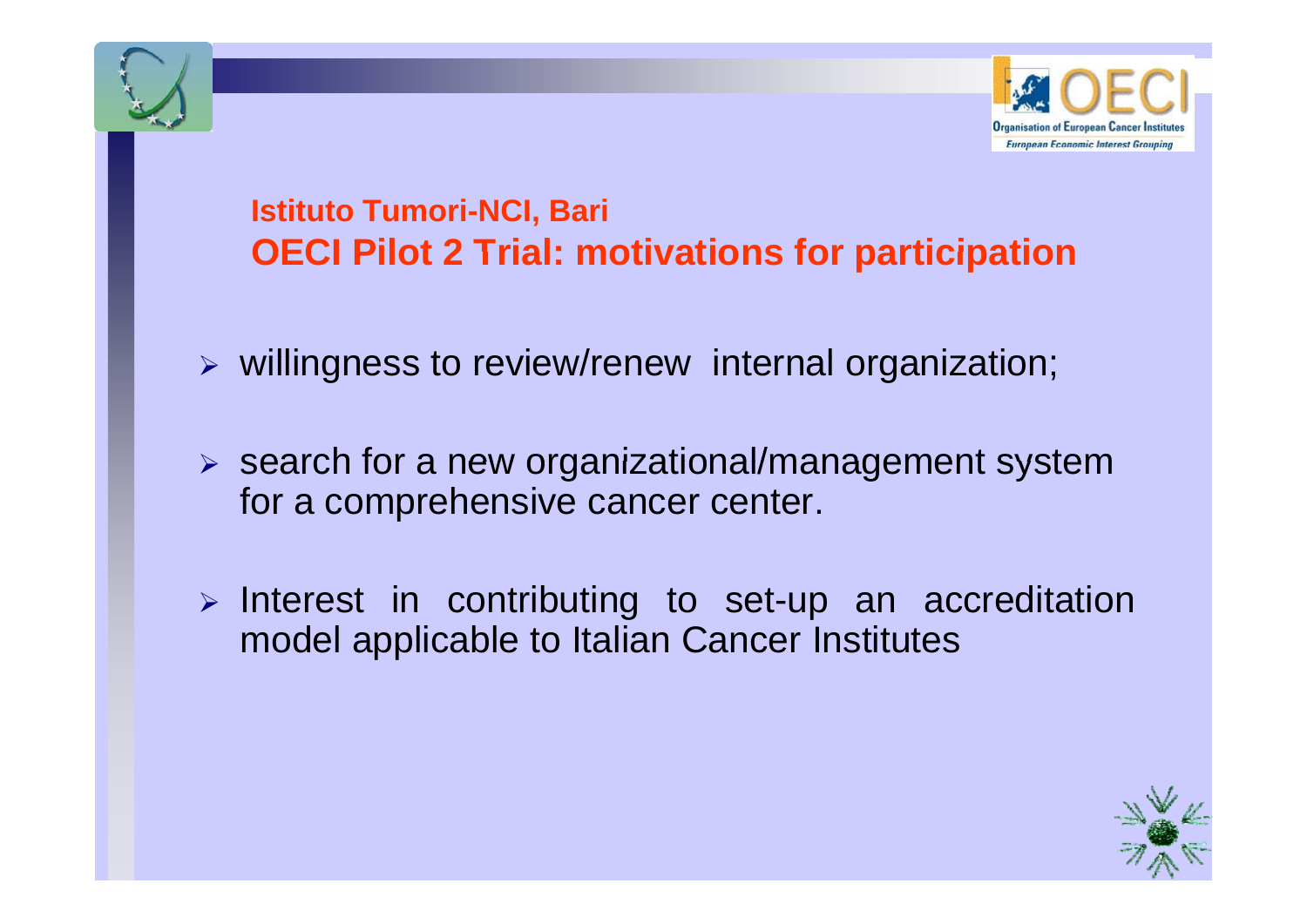**Istituto Tumori-NCI, Bari**

## OECI Pilot 2 Trial: motivations for participation

- willingness to review/renew internal organization;
- search for a new organizational/management system for a comprehensive cancer center.
- Interest in contributing to set-up an accreditation model applicable to Italian Cancer Institutes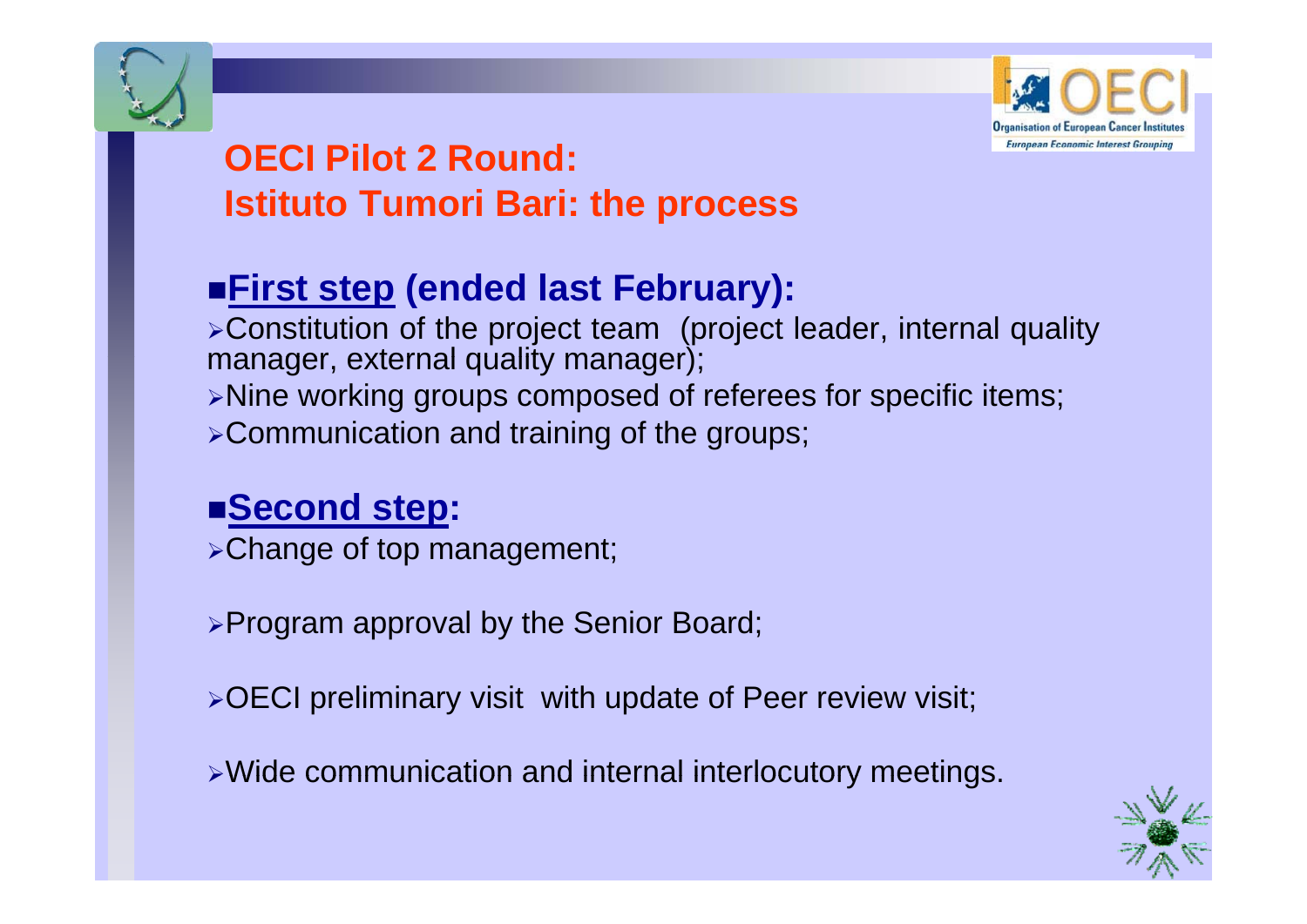# OECI Pilot 2 Round:
# Istituto Tumori Bari: the process

## First step (ended last February):

- Constitution of the project team (project leader, internal quality manager, external quality manager);
- Nine working groups composed of referees for specific items;
- Communication and training of the groups;

## Second step:

- Change of top management;
- Program approval by the Senior Board;
- OECI preliminary visit with update of Peer review visit;
- Wide communication and internal interlocutory meetings.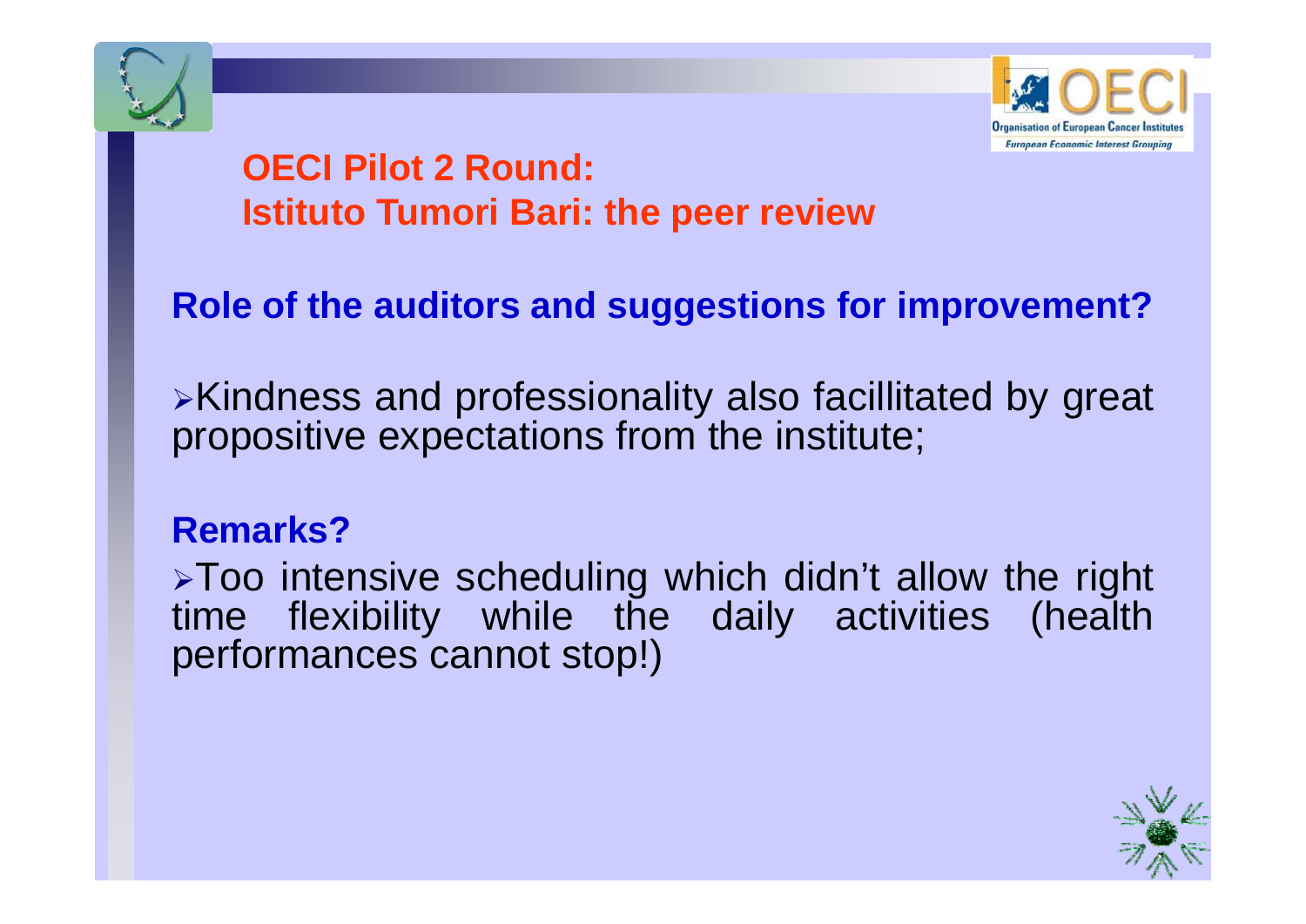## OECI Pilot 2 Round:
## Istituto Tumori Bari: the peer review

**Role of the auditors and suggestions for improvement?**

- Kindness and professionality also facillitated by great propositive expectations from the institute;

**Remarks?**

- Too intensive scheduling which didn't allow the right time flexibility while the daily activities (health performances cannot stop!)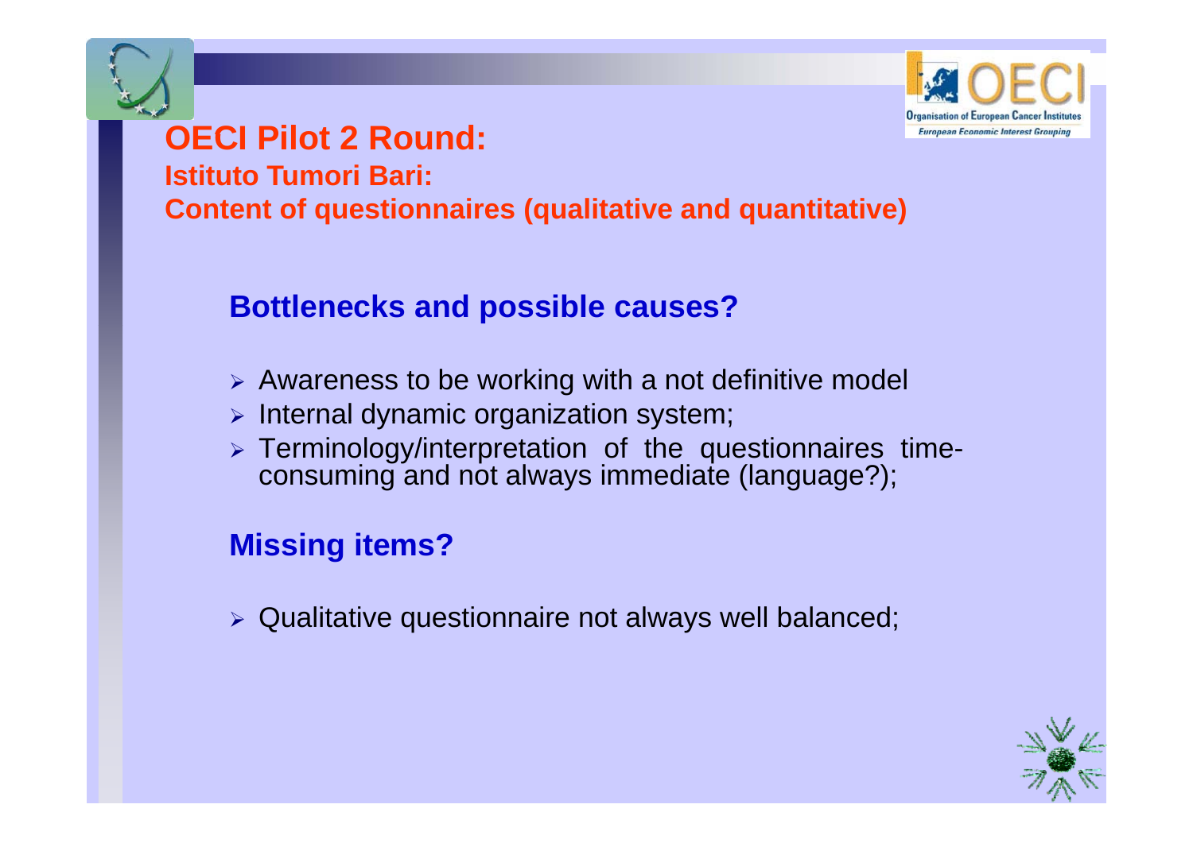# OECI Pilot 2 Round:

## Istituto Tumori Bari:

## Content of questionnaires (qualitative and quantitative)

### Bottlenecks and possible causes?

- Awareness to be working with a not definitive model
- Internal dynamic organization system;
- Terminology/interpretation of the questionnaires time-consuming and not always immediate (language?);

### Missing items?

- Qualitative questionnaire not always well balanced;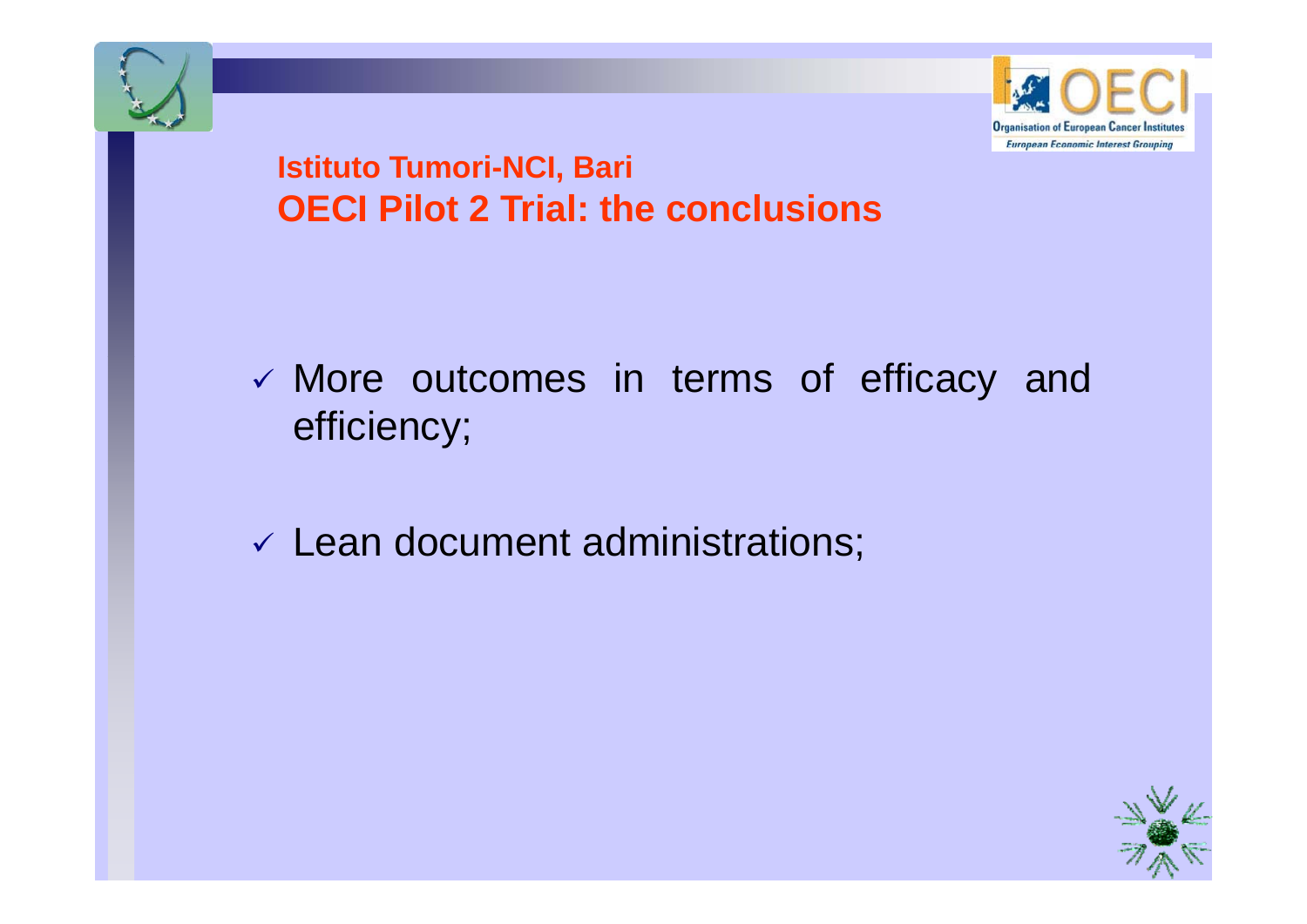**Istituto Tumori-NCI, Bari**

## OECI Pilot 2 Trial: the conclusions

- ✓ More outcomes in terms of efficacy and efficiency;
- ✓ Lean document administrations;